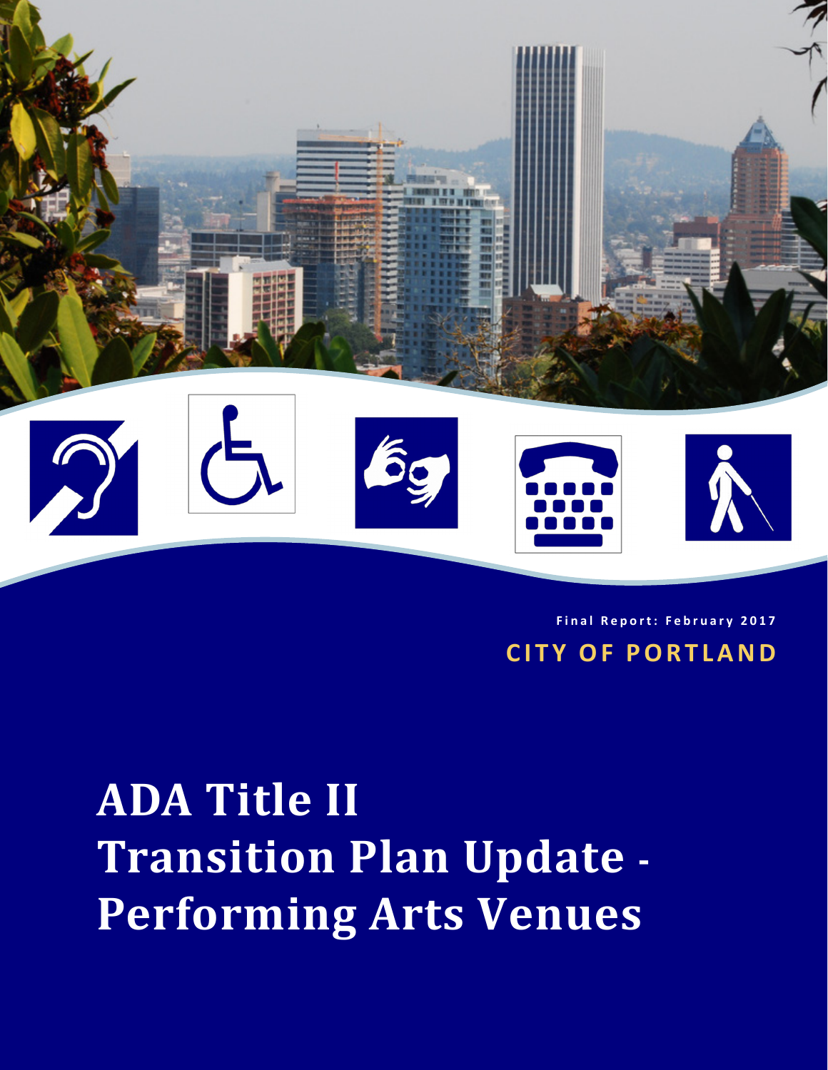Final Report: February 2017

CITY OF PORTLAND

# ADA Title II Transition Plan Update - Performing Arts Venues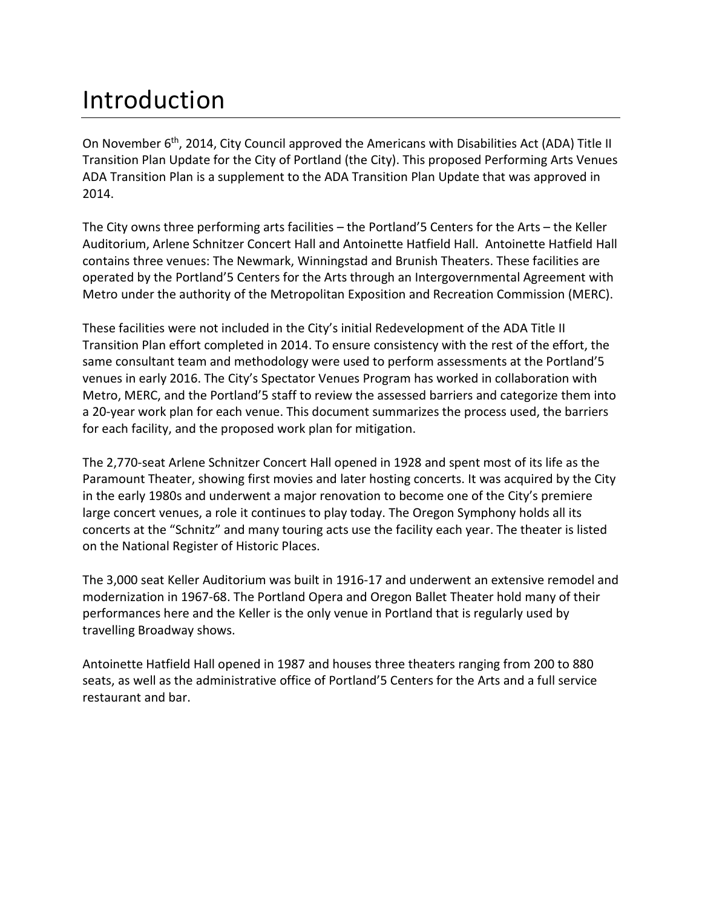# Introduction

On November 6th, 2014, City Council approved the Americans with Disabilities Act (ADA) Title II Transition Plan Update for the City of Portland (the City). This proposed Performing Arts Venues ADA Transition Plan is a supplement to the ADA Transition Plan Update that was approved in 2014.

The City owns three performing arts facilities – the Portland'5 Centers for the Arts – the Keller Auditorium, Arlene Schnitzer Concert Hall and Antoinette Hatfield Hall. Antoinette Hatfield Hall contains three venues: The Newmark, Winningstad and Brunish Theaters. These facilities are operated by the Portland'5 Centers for the Arts through an Intergovernmental Agreement with Metro under the authority of the Metropolitan Exposition and Recreation Commission (MERC).

These facilities were not included in the City's initial Redevelopment of the ADA Title II Transition Plan effort completed in 2014. To ensure consistency with the rest of the effort, the same consultant team and methodology were used to perform assessments at the Portland'5 venues in early 2016. The City's Spectator Venues Program has worked in collaboration with Metro, MERC, and the Portland'5 staff to review the assessed barriers and categorize them into a 20-year work plan for each venue. This document summarizes the process used, the barriers for each facility, and the proposed work plan for mitigation.

The 2,770-seat Arlene Schnitzer Concert Hall opened in 1928 and spent most of its life as the Paramount Theater, showing first movies and later hosting concerts. It was acquired by the City in the early 1980s and underwent a major renovation to become one of the City's premiere large concert venues, a role it continues to play today. The Oregon Symphony holds all its concerts at the "Schnitz" and many touring acts use the facility each year. The theater is listed on the National Register of Historic Places.

The 3,000 seat Keller Auditorium was built in 1916-17 and underwent an extensive remodel and modernization in 1967-68. The Portland Opera and Oregon Ballet Theater hold many of their performances here and the Keller is the only venue in Portland that is regularly used by travelling Broadway shows.

Antoinette Hatfield Hall opened in 1987 and houses three theaters ranging from 200 to 880 seats, as well as the administrative office of Portland'5 Centers for the Arts and a full service restaurant and bar.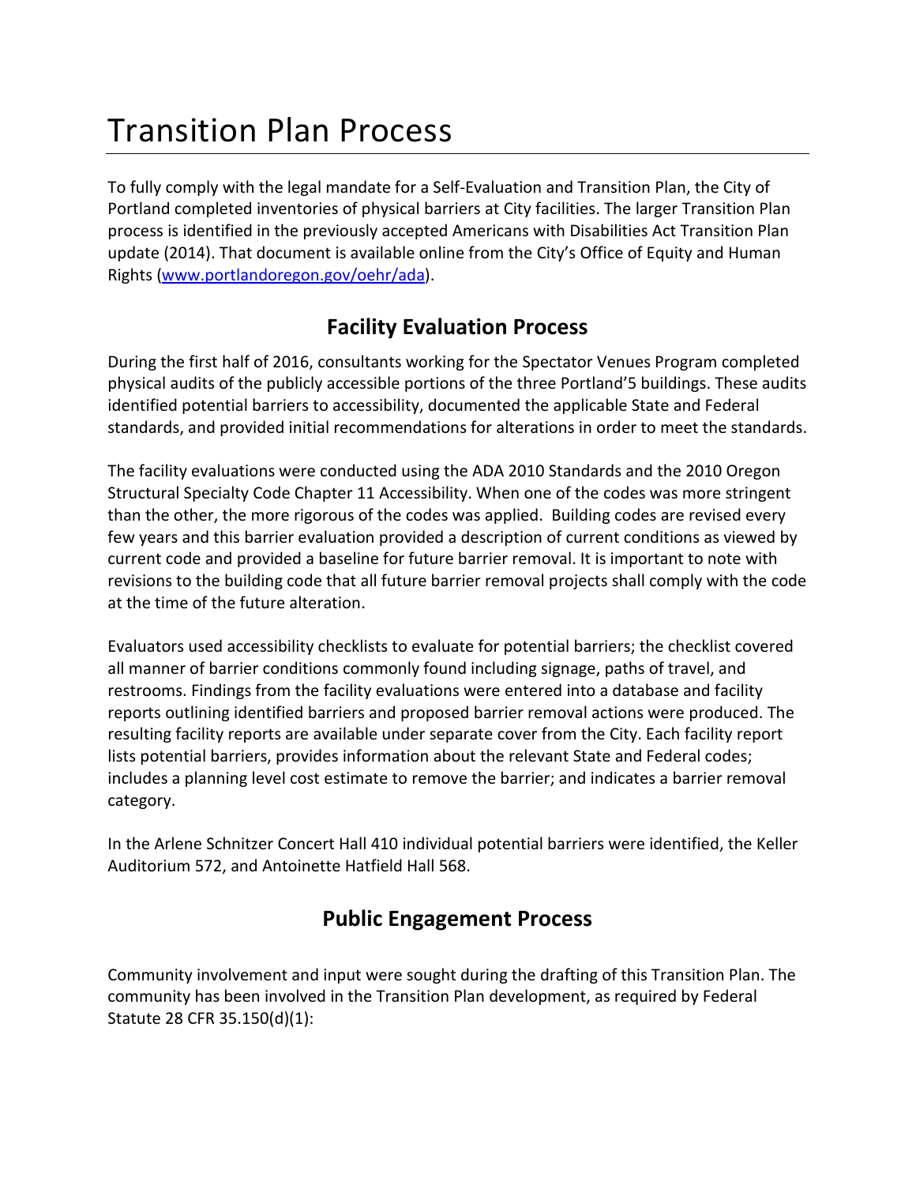# Transition Plan Process

To fully comply with the legal mandate for a Self-Evaluation and Transition Plan, the City of Portland completed inventories of physical barriers at City facilities. The larger Transition Plan process is identified in the previously accepted Americans with Disabilities Act Transition Plan update (2014). That document is available online from the City's Office of Equity and Human Rights ([www.portlandoregon.gov/oehr/ada](www.portlandoregon.gov/oehr/ada)).

## Facility Evaluation Process

During the first half of 2016, consultants working for the Spectator Venues Program completed physical audits of the publicly accessible portions of the three Portland'5 buildings. These audits identified potential barriers to accessibility, documented the applicable State and Federal standards, and provided initial recommendations for alterations in order to meet the standards.

The facility evaluations were conducted using the ADA 2010 Standards and the 2010 Oregon Structural Specialty Code Chapter 11 Accessibility. When one of the codes was more stringent than the other, the more rigorous of the codes was applied. Building codes are revised every few years and this barrier evaluation provided a description of current conditions as viewed by current code and provided a baseline for future barrier removal. It is important to note with revisions to the building code that all future barrier removal projects shall comply with the code at the time of the future alteration.

Evaluators used accessibility checklists to evaluate for potential barriers; the checklist covered all manner of barrier conditions commonly found including signage, paths of travel, and restrooms. Findings from the facility evaluations were entered into a database and facility reports outlining identified barriers and proposed barrier removal actions were produced. The resulting facility reports are available under separate cover from the City. Each facility report lists potential barriers, provides information about the relevant State and Federal codes; includes a planning level cost estimate to remove the barrier; and indicates a barrier removal category.

In the Arlene Schnitzer Concert Hall 410 individual potential barriers were identified, the Keller Auditorium 572, and Antoinette Hatfield Hall 568.

## Public Engagement Process

Community involvement and input were sought during the drafting of this Transition Plan. The community has been involved in the Transition Plan development, as required by Federal Statute 28 CFR 35.150(d)(1):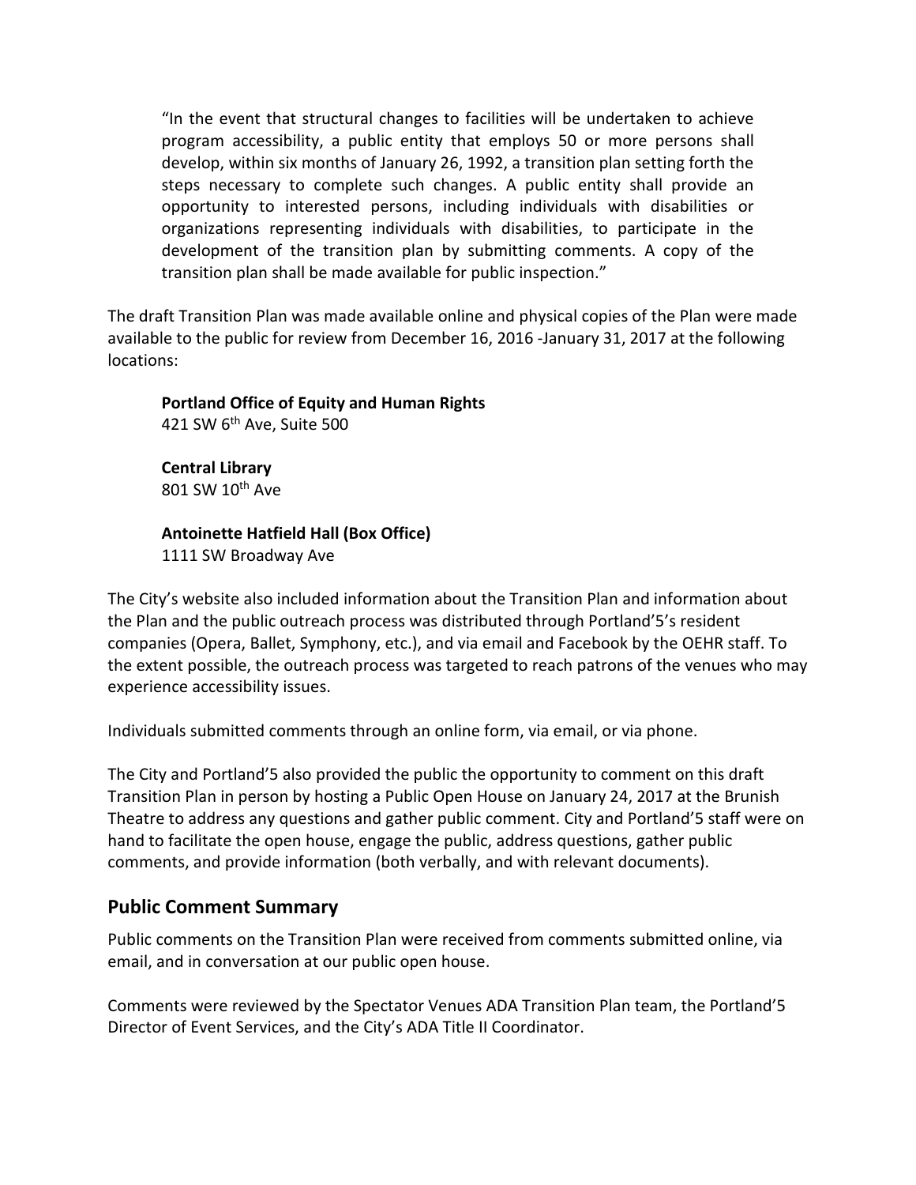> "In the event that structural changes to facilities will be undertaken to achieve program accessibility, a public entity that employs 50 or more persons shall develop, within six months of January 26, 1992, a transition plan setting forth the steps necessary to complete such changes. A public entity shall provide an opportunity to interested persons, including individuals with disabilities or organizations representing individuals with disabilities, to participate in the development of the transition plan by submitting comments. A copy of the transition plan shall be made available for public inspection."

The draft Transition Plan was made available online and physical copies of the Plan were made available to the public for review from December 16, 2016 -January 31, 2017 at the following locations:

**Portland Office of Equity and Human Rights**
421 SW 6th Ave, Suite 500

**Central Library**
801 SW 10th Ave

**Antoinette Hatfield Hall (Box Office)**
1111 SW Broadway Ave

The City's website also included information about the Transition Plan and information about the Plan and the public outreach process was distributed through Portland'5's resident companies (Opera, Ballet, Symphony, etc.), and via email and Facebook by the OEHR staff. To the extent possible, the outreach process was targeted to reach patrons of the venues who may experience accessibility issues.

Individuals submitted comments through an online form, via email, or via phone.

The City and Portland'5 also provided the public the opportunity to comment on this draft Transition Plan in person by hosting a Public Open House on January 24, 2017 at the Brunish Theatre to address any questions and gather public comment. City and Portland'5 staff were on hand to facilitate the open house, engage the public, address questions, gather public comments, and provide information (both verbally, and with relevant documents).

## Public Comment Summary

Public comments on the Transition Plan were received from comments submitted online, via email, and in conversation at our public open house.

Comments were reviewed by the Spectator Venues ADA Transition Plan team, the Portland'5 Director of Event Services, and the City's ADA Title II Coordinator.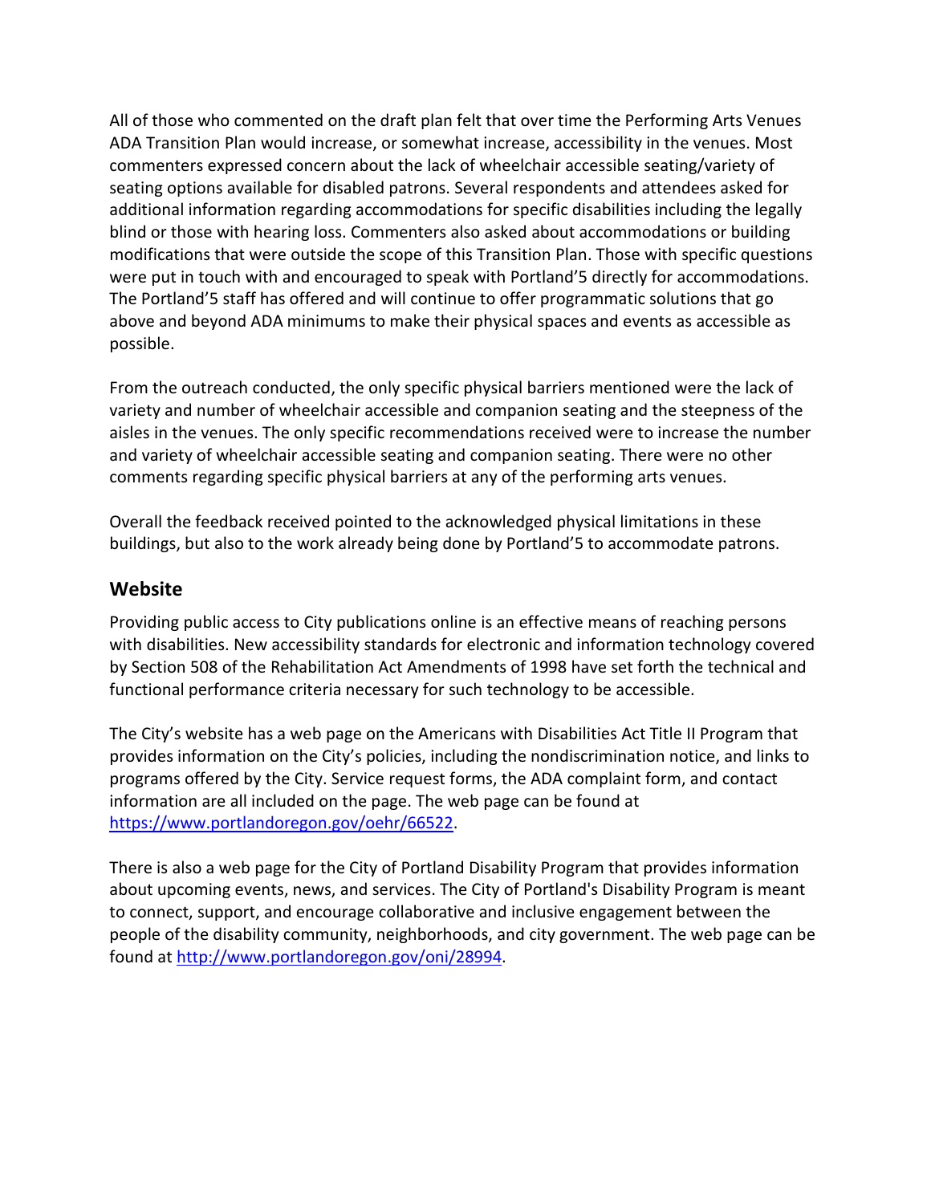All of those who commented on the draft plan felt that over time the Performing Arts Venues ADA Transition Plan would increase, or somewhat increase, accessibility in the venues. Most commenters expressed concern about the lack of wheelchair accessible seating/variety of seating options available for disabled patrons. Several respondents and attendees asked for additional information regarding accommodations for specific disabilities including the legally blind or those with hearing loss. Commenters also asked about accommodations or building modifications that were outside the scope of this Transition Plan. Those with specific questions were put in touch with and encouraged to speak with Portland'5 directly for accommodations. The Portland'5 staff has offered and will continue to offer programmatic solutions that go above and beyond ADA minimums to make their physical spaces and events as accessible as possible.

From the outreach conducted, the only specific physical barriers mentioned were the lack of variety and number of wheelchair accessible and companion seating and the steepness of the aisles in the venues. The only specific recommendations received were to increase the number and variety of wheelchair accessible seating and companion seating. There were no other comments regarding specific physical barriers at any of the performing arts venues.

Overall the feedback received pointed to the acknowledged physical limitations in these buildings, but also to the work already being done by Portland'5 to accommodate patrons.

## Website

Providing public access to City publications online is an effective means of reaching persons with disabilities. New accessibility standards for electronic and information technology covered by Section 508 of the Rehabilitation Act Amendments of 1998 have set forth the technical and functional performance criteria necessary for such technology to be accessible.

The City's website has a web page on the Americans with Disabilities Act Title II Program that provides information on the City's policies, including the nondiscrimination notice, and links to programs offered by the City. Service request forms, the ADA complaint form, and contact information are all included on the page. The web page can be found at [https://www.portlandoregon.gov/oehr/66522](https://www.portlandoregon.gov/oehr/66522).

There is also a web page for the City of Portland Disability Program that provides information about upcoming events, news, and services. The City of Portland's Disability Program is meant to connect, support, and encourage collaborative and inclusive engagement between the people of the disability community, neighborhoods, and city government. The web page can be found at [http://www.portlandoregon.gov/oni/28994](http://www.portlandoregon.gov/oni/28994).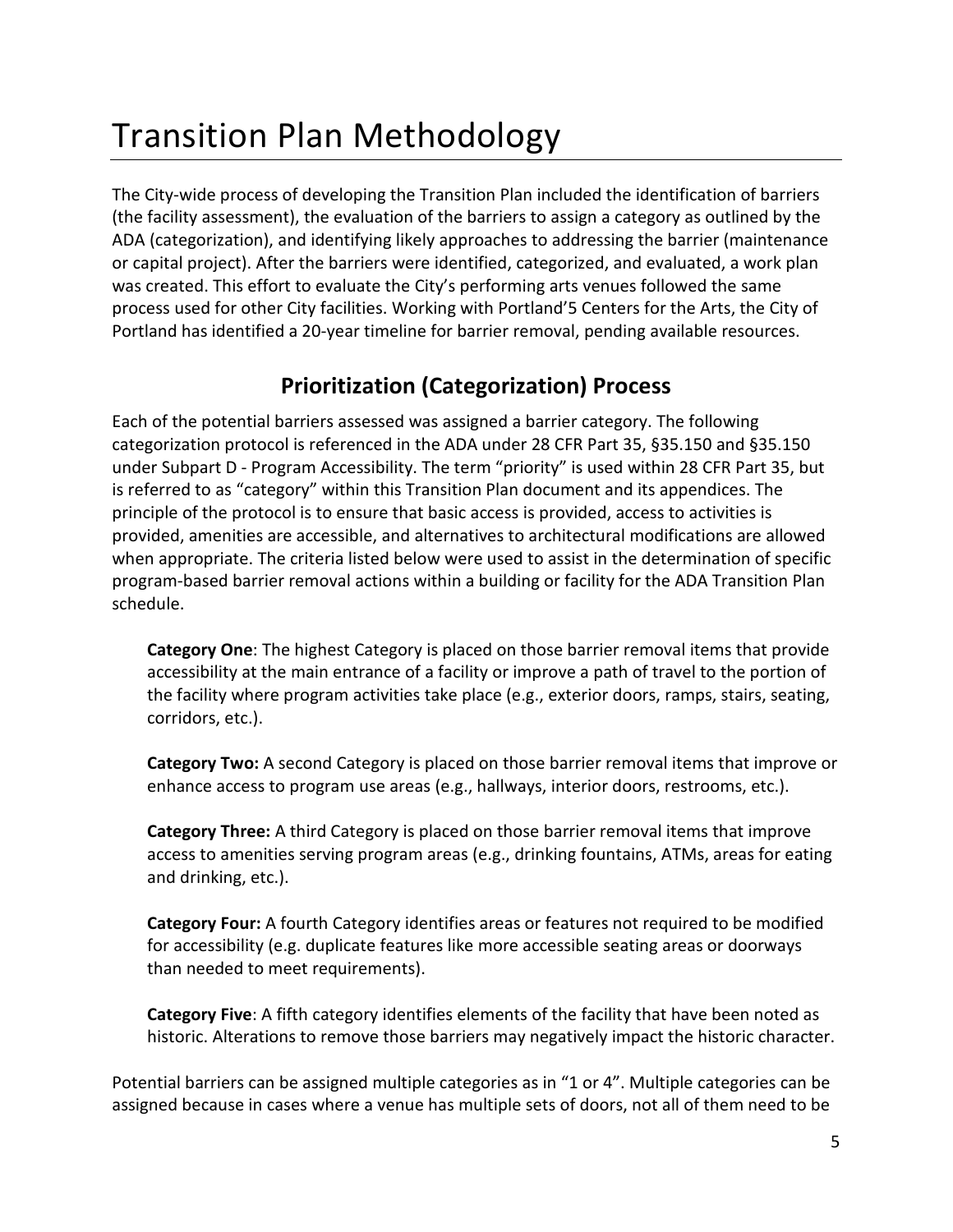# Transition Plan Methodology

The City-wide process of developing the Transition Plan included the identification of barriers (the facility assessment), the evaluation of the barriers to assign a category as outlined by the ADA (categorization), and identifying likely approaches to addressing the barrier (maintenance or capital project). After the barriers were identified, categorized, and evaluated, a work plan was created. This effort to evaluate the City's performing arts venues followed the same process used for other City facilities. Working with Portland'5 Centers for the Arts, the City of Portland has identified a 20-year timeline for barrier removal, pending available resources.

## Prioritization (Categorization) Process

Each of the potential barriers assessed was assigned a barrier category. The following categorization protocol is referenced in the ADA under 28 CFR Part 35, §35.150 and §35.150 under Subpart D - Program Accessibility. The term "priority" is used within 28 CFR Part 35, but is referred to as "category" within this Transition Plan document and its appendices. The principle of the protocol is to ensure that basic access is provided, access to activities is provided, amenities are accessible, and alternatives to architectural modifications are allowed when appropriate. The criteria listed below were used to assist in the determination of specific program-based barrier removal actions within a building or facility for the ADA Transition Plan schedule.

**Category One**: The highest Category is placed on those barrier removal items that provide accessibility at the main entrance of a facility or improve a path of travel to the portion of the facility where program activities take place (e.g., exterior doors, ramps, stairs, seating, corridors, etc.).

**Category Two:** A second Category is placed on those barrier removal items that improve or enhance access to program use areas (e.g., hallways, interior doors, restrooms, etc.).

**Category Three:** A third Category is placed on those barrier removal items that improve access to amenities serving program areas (e.g., drinking fountains, ATMs, areas for eating and drinking, etc.).

**Category Four:** A fourth Category identifies areas or features not required to be modified for accessibility (e.g. duplicate features like more accessible seating areas or doorways than needed to meet requirements).

**Category Five**: A fifth category identifies elements of the facility that have been noted as historic. Alterations to remove those barriers may negatively impact the historic character.

Potential barriers can be assigned multiple categories as in "1 or 4". Multiple categories can be assigned because in cases where a venue has multiple sets of doors, not all of them need to be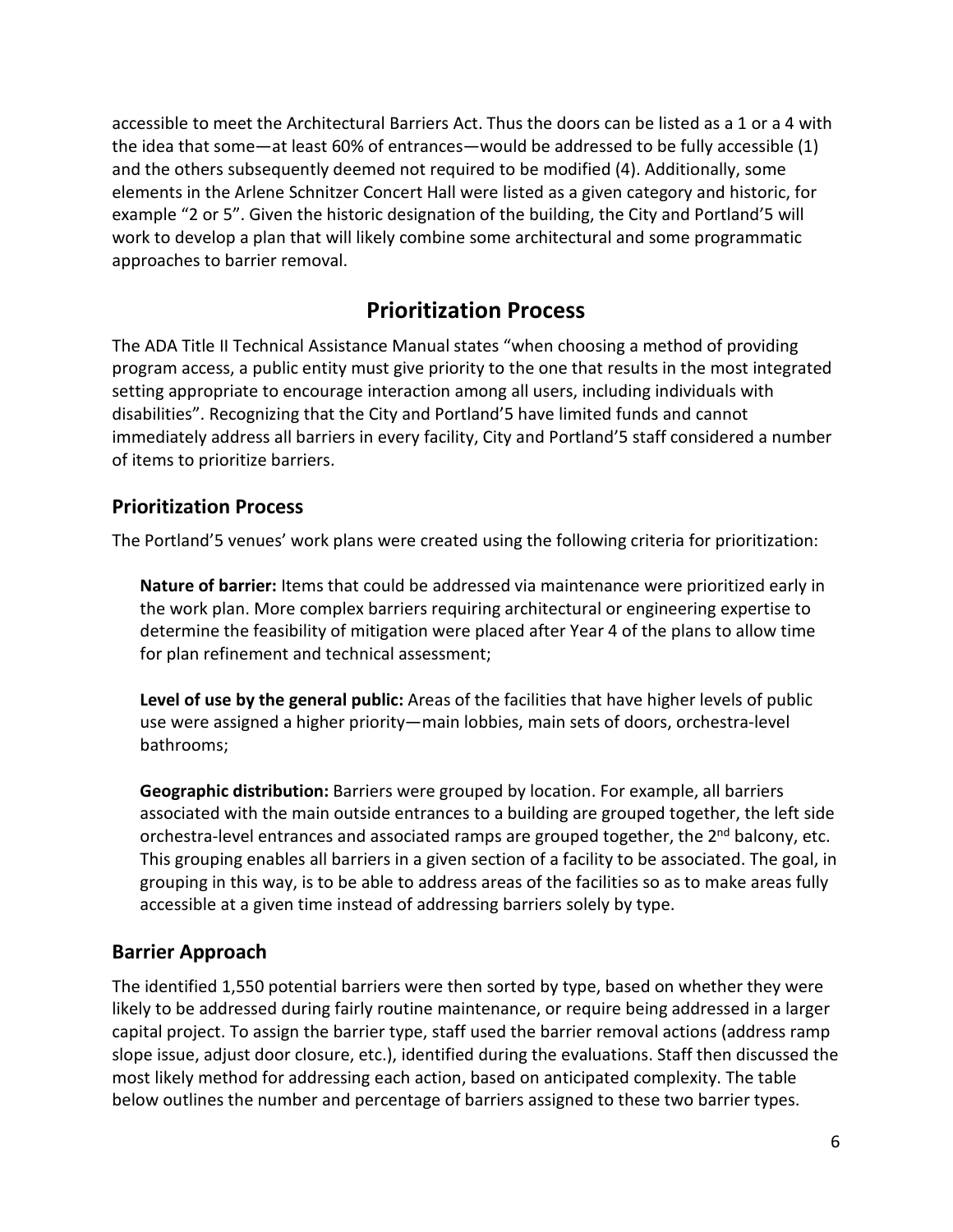accessible to meet the Architectural Barriers Act. Thus the doors can be listed as a 1 or a 4 with the idea that some—at least 60% of entrances—would be addressed to be fully accessible (1) and the others subsequently deemed not required to be modified (4). Additionally, some elements in the Arlene Schnitzer Concert Hall were listed as a given category and historic, for example "2 or 5". Given the historic designation of the building, the City and Portland'5 will work to develop a plan that will likely combine some architectural and some programmatic approaches to barrier removal.

# Prioritization Process

The ADA Title II Technical Assistance Manual states "when choosing a method of providing program access, a public entity must give priority to the one that results in the most integrated setting appropriate to encourage interaction among all users, including individuals with disabilities". Recognizing that the City and Portland'5 have limited funds and cannot immediately address all barriers in every facility, City and Portland'5 staff considered a number of items to prioritize barriers.

## Prioritization Process

The Portland'5 venues' work plans were created using the following criteria for prioritization:

**Nature of barrier:** Items that could be addressed via maintenance were prioritized early in the work plan. More complex barriers requiring architectural or engineering expertise to determine the feasibility of mitigation were placed after Year 4 of the plans to allow time for plan refinement and technical assessment;

**Level of use by the general public:** Areas of the facilities that have higher levels of public use were assigned a higher priority—main lobbies, main sets of doors, orchestra-level bathrooms;

**Geographic distribution:** Barriers were grouped by location. For example, all barriers associated with the main outside entrances to a building are grouped together, the left side orchestra-level entrances and associated ramps are grouped together, the 2nd balcony, etc. This grouping enables all barriers in a given section of a facility to be associated. The goal, in grouping in this way, is to be able to address areas of the facilities so as to make areas fully accessible at a given time instead of addressing barriers solely by type.

## Barrier Approach

The identified 1,550 potential barriers were then sorted by type, based on whether they were likely to be addressed during fairly routine maintenance, or require being addressed in a larger capital project. To assign the barrier type, staff used the barrier removal actions (address ramp slope issue, adjust door closure, etc.), identified during the evaluations. Staff then discussed the most likely method for addressing each action, based on anticipated complexity. The table below outlines the number and percentage of barriers assigned to these two barrier types.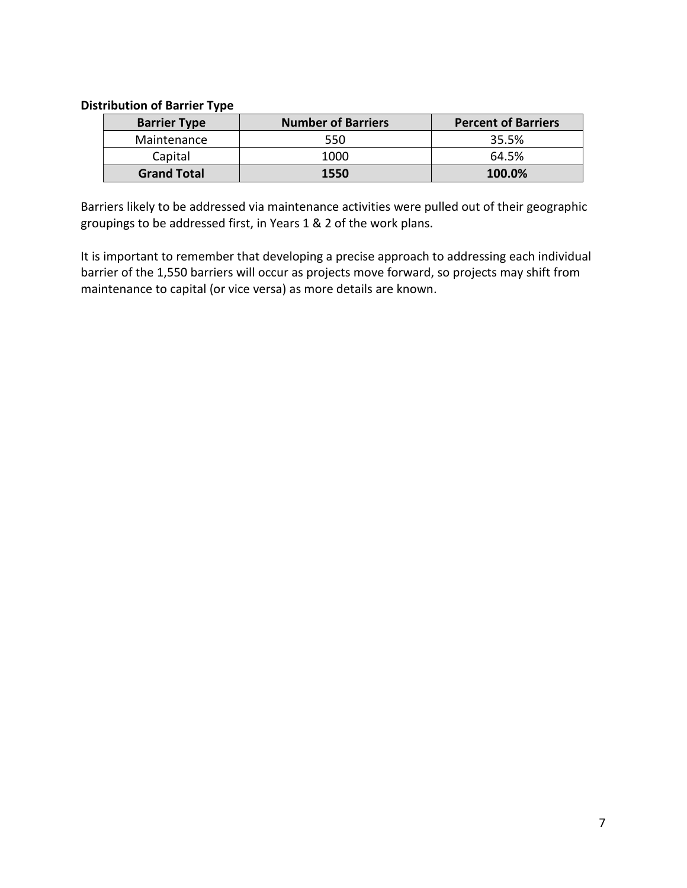**Distribution of Barrier Type**

| Barrier Type | Number of Barriers | Percent of Barriers |
|---|---|---|
| Maintenance | 550 | 35.5% |
| Capital | 1000 | 64.5% |
| **Grand Total** | **1550** | **100.0%** |

Barriers likely to be addressed via maintenance activities were pulled out of their geographic groupings to be addressed first, in Years 1 & 2 of the work plans.

It is important to remember that developing a precise approach to addressing each individual barrier of the 1,550 barriers will occur as projects move forward, so projects may shift from maintenance to capital (or vice versa) as more details are known.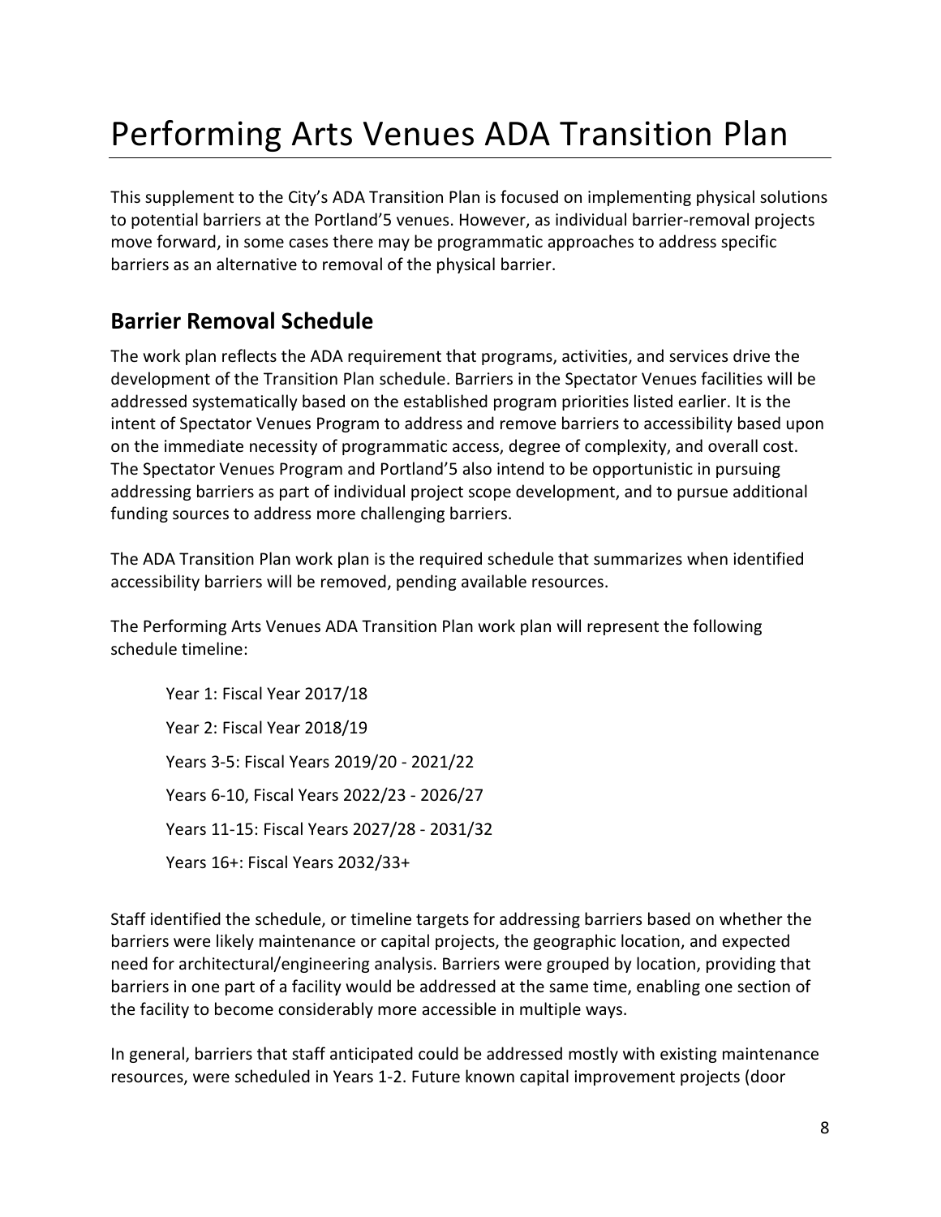# Performing Arts Venues ADA Transition Plan

This supplement to the City's ADA Transition Plan is focused on implementing physical solutions to potential barriers at the Portland'5 venues. However, as individual barrier-removal projects move forward, in some cases there may be programmatic approaches to address specific barriers as an alternative to removal of the physical barrier.

## Barrier Removal Schedule

The work plan reflects the ADA requirement that programs, activities, and services drive the development of the Transition Plan schedule. Barriers in the Spectator Venues facilities will be addressed systematically based on the established program priorities listed earlier. It is the intent of Spectator Venues Program to address and remove barriers to accessibility based upon on the immediate necessity of programmatic access, degree of complexity, and overall cost. The Spectator Venues Program and Portland'5 also intend to be opportunistic in pursuing addressing barriers as part of individual project scope development, and to pursue additional funding sources to address more challenging barriers.

The ADA Transition Plan work plan is the required schedule that summarizes when identified accessibility barriers will be removed, pending available resources.

The Performing Arts Venues ADA Transition Plan work plan will represent the following schedule timeline:

Year 1: Fiscal Year 2017/18

Year 2: Fiscal Year 2018/19

Years 3-5: Fiscal Years 2019/20 - 2021/22

Years 6-10, Fiscal Years 2022/23 - 2026/27

Years 11-15: Fiscal Years 2027/28 - 2031/32

Years 16+: Fiscal Years 2032/33+

Staff identified the schedule, or timeline targets for addressing barriers based on whether the barriers were likely maintenance or capital projects, the geographic location, and expected need for architectural/engineering analysis. Barriers were grouped by location, providing that barriers in one part of a facility would be addressed at the same time, enabling one section of the facility to become considerably more accessible in multiple ways.

In general, barriers that staff anticipated could be addressed mostly with existing maintenance resources, were scheduled in Years 1-2. Future known capital improvement projects (door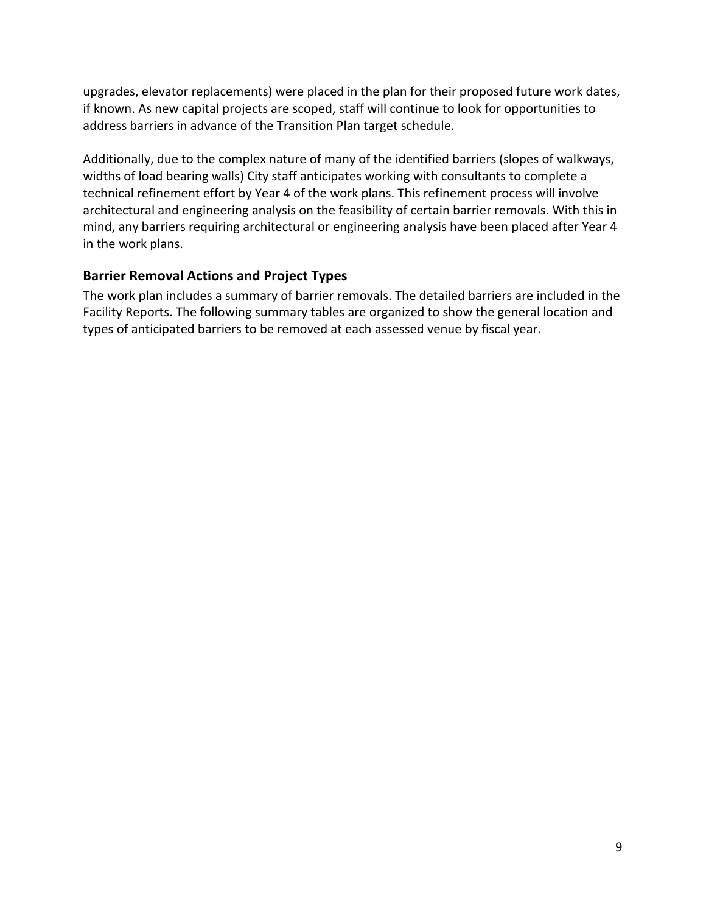upgrades, elevator replacements) were placed in the plan for their proposed future work dates, if known. As new capital projects are scoped, staff will continue to look for opportunities to address barriers in advance of the Transition Plan target schedule.

Additionally, due to the complex nature of many of the identified barriers (slopes of walkways, widths of load bearing walls) City staff anticipates working with consultants to complete a technical refinement effort by Year 4 of the work plans. This refinement process will involve architectural and engineering analysis on the feasibility of certain barrier removals. With this in mind, any barriers requiring architectural or engineering analysis have been placed after Year 4 in the work plans.

### Barrier Removal Actions and Project Types

The work plan includes a summary of barrier removals. The detailed barriers are included in the Facility Reports. The following summary tables are organized to show the general location and types of anticipated barriers to be removed at each assessed venue by fiscal year.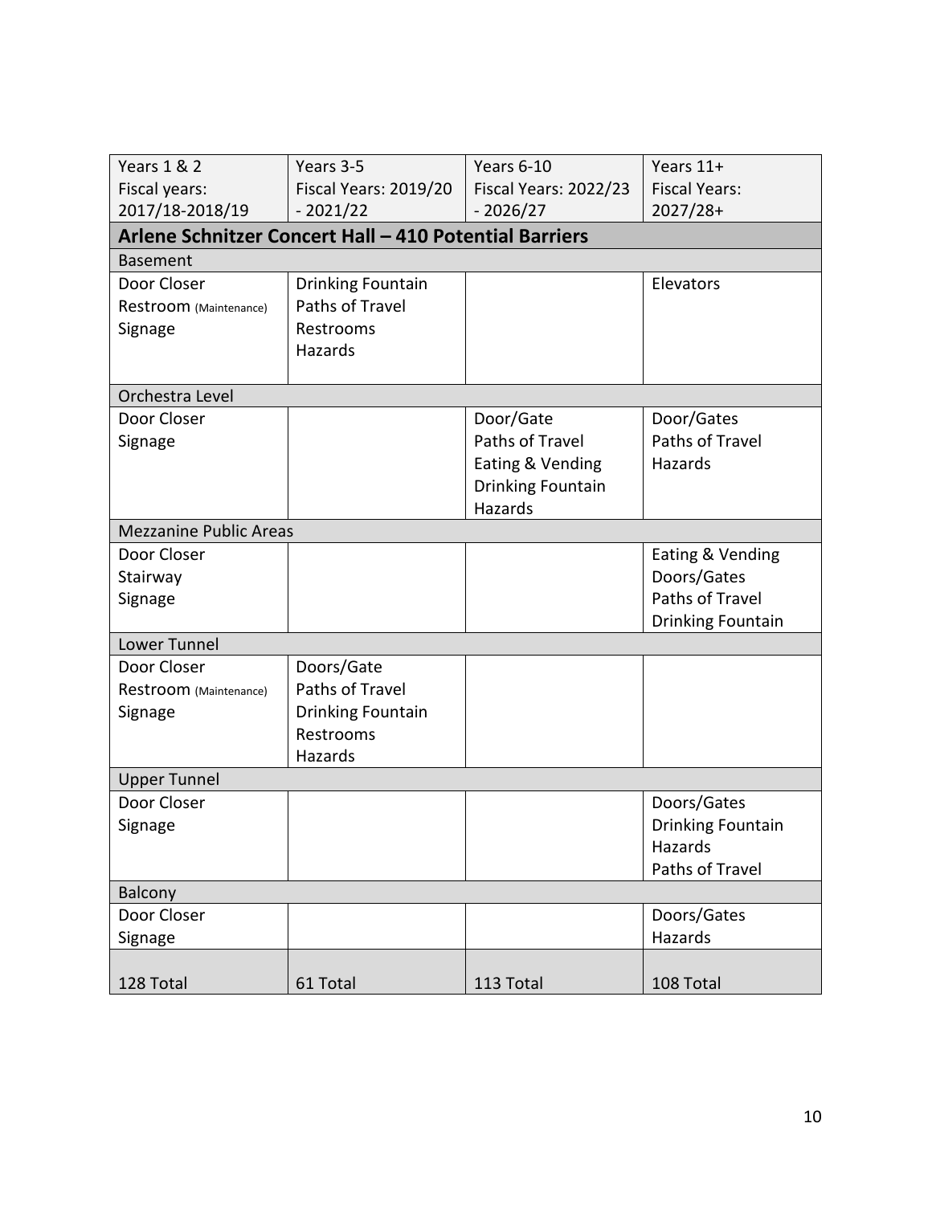| Years 1 & 2 Fiscal years: 2017/18-2018/19 | Years 3-5 Fiscal Years: 2019/20 - 2021/22 | Years 6-10 Fiscal Years: 2022/23 - 2026/27 | Years 11+ Fiscal Years: 2027/28+ |
|---|---|---|---|
| **Arlene Schnitzer Concert Hall – 410 Potential Barriers** | | | |
| Basement | | | |
| Door Closer<br>Restroom (Maintenance)<br>Signage | Drinking Fountain<br>Paths of Travel<br>Restrooms<br>Hazards | | Elevators |
| Orchestra Level | | | |
| Door Closer<br>Signage | | Door/Gate<br>Paths of Travel<br>Eating & Vending<br>Drinking Fountain<br>Hazards | Door/Gates<br>Paths of Travel<br>Hazards |
| Mezzanine Public Areas | | | |
| Door Closer<br>Stairway<br>Signage | | | Eating & Vending<br>Doors/Gates<br>Paths of Travel<br>Drinking Fountain |
| Lower Tunnel | | | |
| Door Closer<br>Restroom (Maintenance)<br>Signage | Doors/Gate<br>Paths of Travel<br>Drinking Fountain<br>Restrooms<br>Hazards | | |
| Upper Tunnel | | | |
| Door Closer<br>Signage | | | Doors/Gates<br>Drinking Fountain<br>Hazards<br>Paths of Travel |
| Balcony | | | |
| Door Closer<br>Signage | | | Doors/Gates<br>Hazards |
| 128 Total | 61 Total | 113 Total | 108 Total |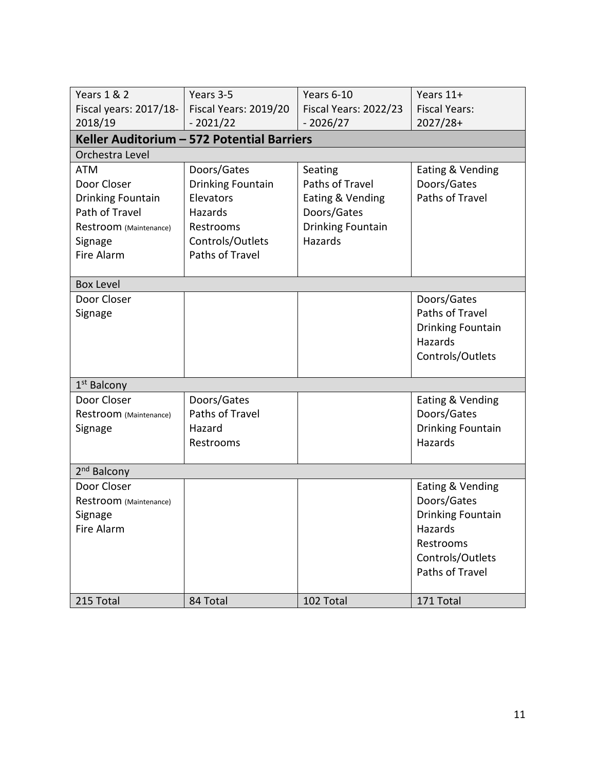| Years 1 & 2<br>Fiscal years: 2017/18-2018/19 | Years 3-5<br>Fiscal Years: 2019/20 - 2021/22 | Years 6-10<br>Fiscal Years: 2022/23 - 2026/27 | Years 11+<br>Fiscal Years: 2027/28+ |
|---|---|---|---|
| **Keller Auditorium – 572 Potential Barriers** | | | |
| Orchestra Level | | | |
| ATM<br>Door Closer<br>Drinking Fountain<br>Path of Travel<br>Restroom (Maintenance)<br>Signage<br>Fire Alarm | Doors/Gates<br>Drinking Fountain<br>Elevators<br>Hazards<br>Restrooms<br>Controls/Outlets<br>Paths of Travel | Seating<br>Paths of Travel<br>Eating & Vending<br>Doors/Gates<br>Drinking Fountain<br>Hazards | Eating & Vending<br>Doors/Gates<br>Paths of Travel |
| Box Level | | | |
| Door Closer<br>Signage | | | Doors/Gates<br>Paths of Travel<br>Drinking Fountain<br>Hazards<br>Controls/Outlets |
| 1st Balcony | | | |
| Door Closer<br>Restroom (Maintenance)<br>Signage | Doors/Gates<br>Paths of Travel<br>Hazard<br>Restrooms | | Eating & Vending<br>Doors/Gates<br>Drinking Fountain<br>Hazards |
| 2nd Balcony | | | |
| Door Closer<br>Restroom (Maintenance)<br>Signage<br>Fire Alarm | | | Eating & Vending<br>Doors/Gates<br>Drinking Fountain<br>Hazards<br>Restrooms<br>Controls/Outlets<br>Paths of Travel |
| 215 Total | 84 Total | 102 Total | 171 Total |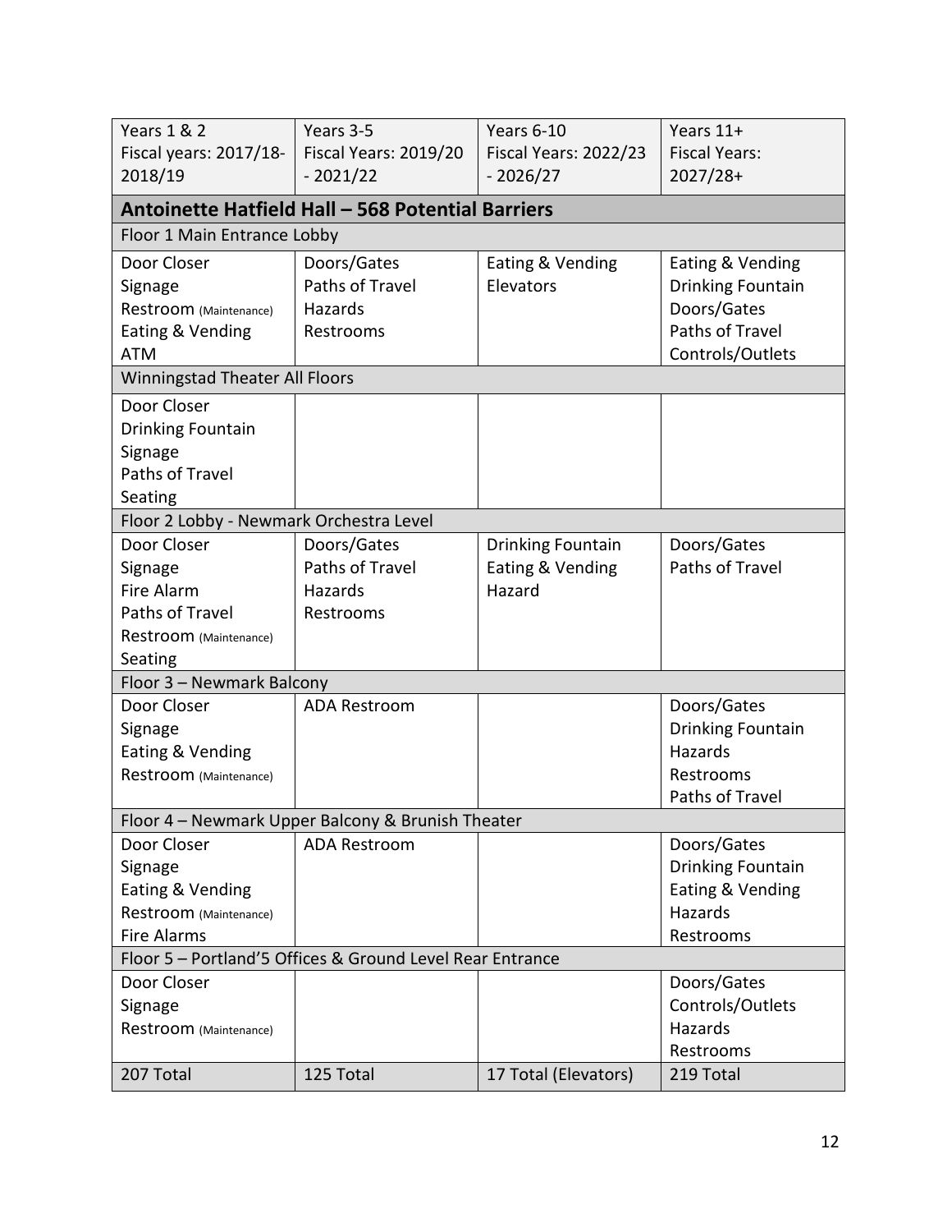| Years 1 & 2<br>Fiscal years: 2017/18-2018/19 | Years 3-5<br>Fiscal Years: 2019/20 - 2021/22 | Years 6-10<br>Fiscal Years: 2022/23 - 2026/27 | Years 11+<br>Fiscal Years: 2027/28+ |
|---|---|---|---|
| **Antoinette Hatfield Hall – 568 Potential Barriers** | | | |
| Floor 1 Main Entrance Lobby | | | |
| Door Closer<br>Signage<br>Restroom (Maintenance)<br>Eating & Vending<br>ATM | Doors/Gates<br>Paths of Travel<br>Hazards<br>Restrooms | Eating & Vending<br>Elevators | Eating & Vending<br>Drinking Fountain<br>Doors/Gates<br>Paths of Travel<br>Controls/Outlets |
| Winningstad Theater All Floors | | | |
| Door Closer<br>Drinking Fountain<br>Signage<br>Paths of Travel<br>Seating | | | |
| Floor 2 Lobby - Newmark Orchestra Level | | | |
| Door Closer<br>Signage<br>Fire Alarm<br>Paths of Travel<br>Restroom (Maintenance)<br>Seating | Doors/Gates<br>Paths of Travel<br>Hazards<br>Restrooms | Drinking Fountain<br>Eating & Vending<br>Hazard | Doors/Gates<br>Paths of Travel |
| Floor 3 – Newmark Balcony | | | |
| Door Closer<br>Signage<br>Eating & Vending<br>Restroom (Maintenance) | ADA Restroom | | Doors/Gates<br>Drinking Fountain<br>Hazards<br>Restrooms<br>Paths of Travel |
| Floor 4 – Newmark Upper Balcony & Brunish Theater | | | |
| Door Closer<br>Signage<br>Eating & Vending<br>Restroom (Maintenance)<br>Fire Alarms | ADA Restroom | | Doors/Gates<br>Drinking Fountain<br>Eating & Vending<br>Hazards<br>Restrooms |
| Floor 5 – Portland'5 Offices & Ground Level Rear Entrance | | | |
| Door Closer<br>Signage<br>Restroom (Maintenance) | | | Doors/Gates<br>Controls/Outlets<br>Hazards<br>Restrooms |
| 207 Total | 125 Total | 17 Total (Elevators) | 219 Total |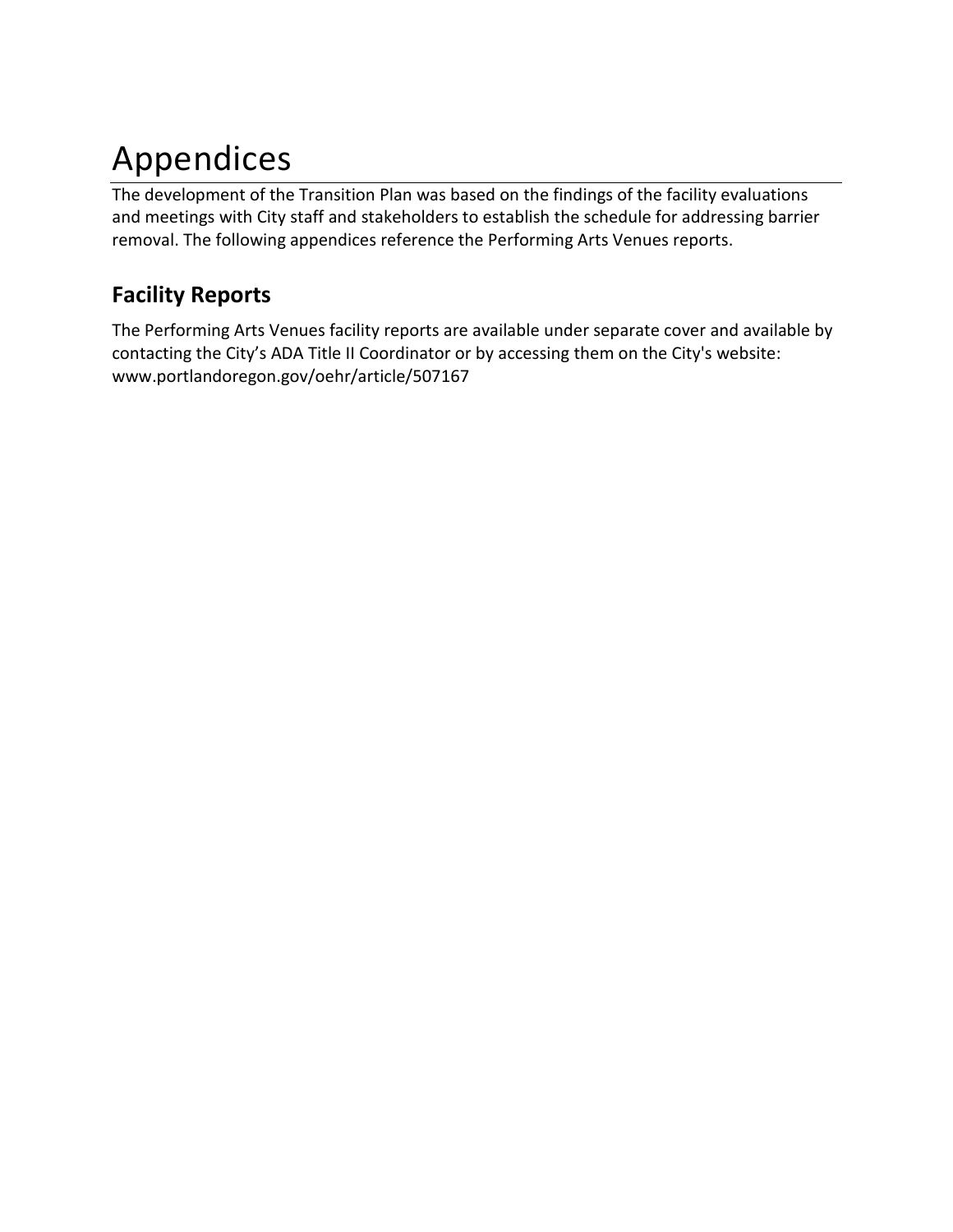# Appendices

The development of the Transition Plan was based on the findings of the facility evaluations and meetings with City staff and stakeholders to establish the schedule for addressing barrier removal. The following appendices reference the Performing Arts Venues reports.

## Facility Reports

The Performing Arts Venues facility reports are available under separate cover and available by contacting the City's ADA Title II Coordinator or by accessing them on the City's website: www.portlandoregon.gov/oehr/article/507167